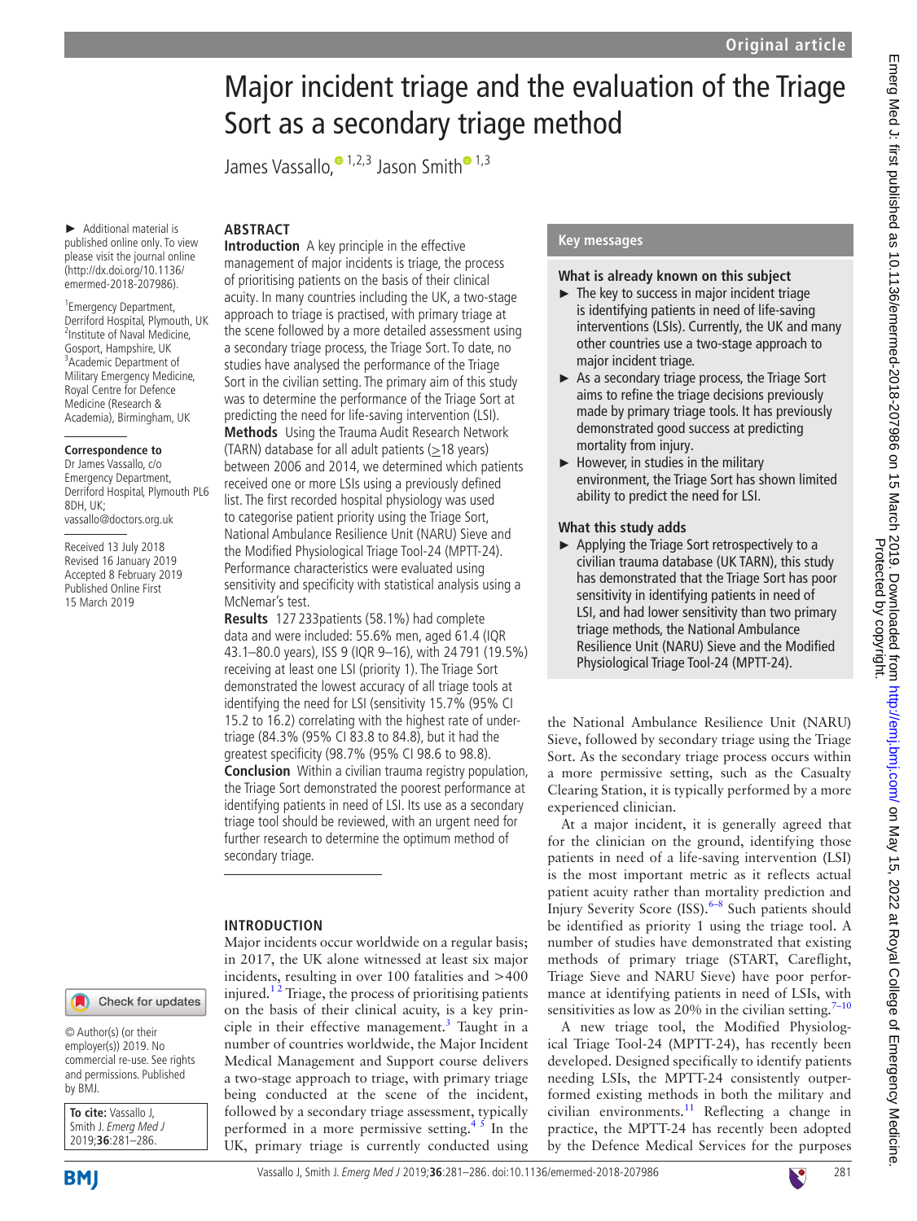# Major incident triage and the evaluation of the Triage Sort as a secondary triage method

James Vassallo,[1,2,3] Jason Smith[1,3]

► Additional material is published online only. To view please visit the journal online (http://dx.doi.org/10.1136/emermed-2018-207986).

[1]Emergency Department, Derriford Hospital, Plymouth, UK
[2]Institute of Naval Medicine, Gosport, Hampshire, UK
[3]Academic Department of Military Emergency Medicine, Royal Centre for Defence Medicine (Research & Academia), Birmingham, UK

**Correspondence to**
Dr James Vassallo, c/o Emergency Department, Derriford Hospital, Plymouth PL6 8DH, UK; vassallo@doctors.org.uk

Received 13 July 2018
Revised 16 January 2019
Accepted 8 February 2019
Published Online First 15 March 2019

© Author(s) (or their employer(s)) 2019. No commercial re-use. See rights and permissions. Published by BMJ.

**To cite:** Vassallo J, Smith J. *Emerg Med J* 2019;**36**:281–286.

## ABSTRACT

**Introduction** A key principle in the effective management of major incidents is triage, the process of prioritising patients on the basis of their clinical acuity. In many countries including the UK, a two-stage approach to triage is practised, with primary triage at the scene followed by a more detailed assessment using a secondary triage process, the Triage Sort. To date, no studies have analysed the performance of the Triage Sort in the civilian setting. The primary aim of this study was to determine the performance of the Triage Sort at predicting the need for life-saving intervention (LSI).

**Methods** Using the Trauma Audit Research Network (TARN) database for all adult patients (≥18 years) between 2006 and 2014, we determined which patients received one or more LSIs using a previously defined list. The first recorded hospital physiology was used to categorise patient priority using the Triage Sort, National Ambulance Resilience Unit (NARU) Sieve and the Modified Physiological Triage Tool-24 (MPTT-24). Performance characteristics were evaluated using sensitivity and specificity with statistical analysis using a McNemar's test.

**Results** 127 233patients (58.1%) had complete data and were included: 55.6% men, aged 61.4 (IQR 43.1–80.0 years), ISS 9 (IQR 9–16), with 24 791 (19.5%) receiving at least one LSI (priority 1). The Triage Sort demonstrated the lowest accuracy of all triage tools at identifying the need for LSI (sensitivity 15.7% (95% CI 15.2 to 16.2) correlating with the highest rate of under-triage (84.3% (95% CI 83.8 to 84.8), but it had the greatest specificity (98.7% (95% CI 98.6 to 98.8).

**Conclusion** Within a civilian trauma registry population, the Triage Sort demonstrated the poorest performance at identifying patients in need of LSI. Its use as a secondary triage tool should be reviewed, with an urgent need for further research to determine the optimum method of secondary triage.

## Key messages

### What is already known on this subject

- The key to success in major incident triage is identifying patients in need of life-saving interventions (LSIs). Currently, the UK and many other countries use a two-stage approach to major incident triage.
- As a secondary triage process, the Triage Sort aims to refine the triage decisions previously made by primary triage tools. It has previously demonstrated good success at predicting mortality from injury.
- However, in studies in the military environment, the Triage Sort has shown limited ability to predict the need for LSI.

### What this study adds

- Applying the Triage Sort retrospectively to a civilian trauma database (UK TARN), this study has demonstrated that the Triage Sort has poor sensitivity in identifying patients in need of LSI, and had lower sensitivity than two primary triage methods, the National Ambulance Resilience Unit (NARU) Sieve and the Modified Physiological Triage Tool-24 (MPTT-24).

## INTRODUCTION

Major incidents occur worldwide on a regular basis; in 2017, the UK alone witnessed at least six major incidents, resulting in over 100 fatalities and >400 injured.[1,2] Triage, the process of prioritising patients on the basis of their clinical acuity, is a key principle in their effective management.[3] Taught in a number of countries worldwide, the Major Incident Medical Management and Support course delivers a two-stage approach to triage, with primary triage being conducted at the scene of the incident, followed by a secondary triage assessment, typically performed in a more permissive setting.[4,5] In the UK, primary triage is currently conducted using the National Ambulance Resilience Unit (NARU) Sieve, followed by secondary triage using the Triage Sort. As the secondary triage process occurs within a more permissive setting, such as the Casualty Clearing Station, it is typically performed by a more experienced clinician.

At a major incident, it is generally agreed that for the clinician on the ground, identifying those patients in need of a life-saving intervention (LSI) is the most important metric as it reflects actual patient acuity rather than mortality prediction and Injury Severity Score (ISS).[6–8] Such patients should be identified as priority 1 using the triage tool. A number of studies have demonstrated that existing methods of primary triage (START, Careflight, Triage Sieve and NARU Sieve) have poor performance at identifying patients in need of LSIs, with sensitivities as low as 20% in the civilian setting.[7–10]

A new triage tool, the Modified Physiological Triage Tool-24 (MPTT-24), has recently been developed. Designed specifically to identify patients needing LSIs, the MPTT-24 consistently outperformed existing methods in both the military and civilian environments.[11] Reflecting a change in practice, the MPTT-24 has recently been adopted by the Defence Medical Services for the purposes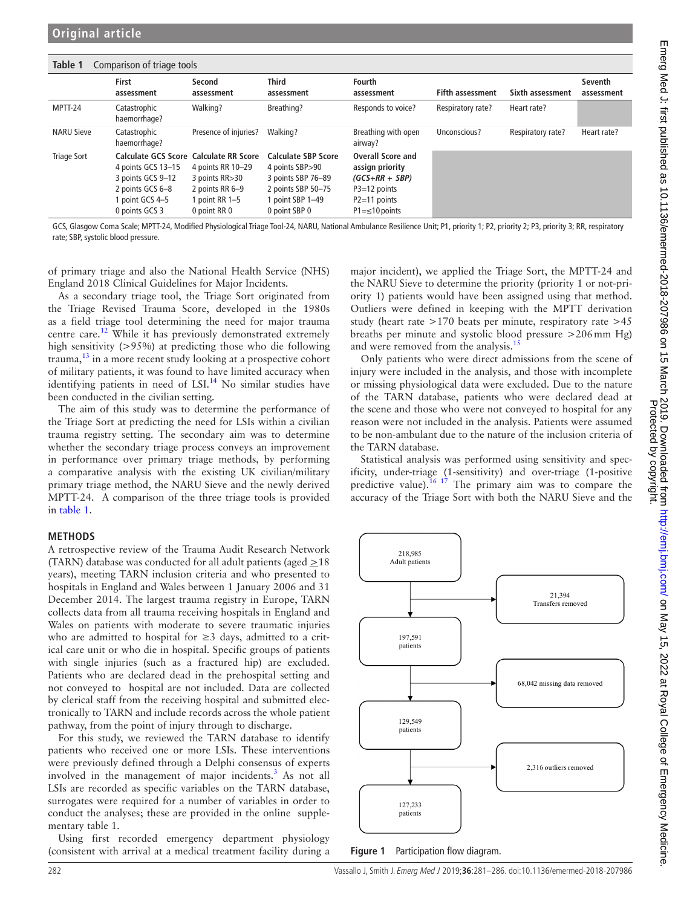**Table 1** Comparison of triage tools

| | First assessment | Second assessment | Third assessment | Fourth assessment | Fifth assessment | Sixth assessment | Seventh assessment |
|---|---|---|---|---|---|---|---|
| MPTT-24 | Catastrophic haemorrhage? | Walking? | Breathing? | Responds to voice? | Respiratory rate? | Heart rate? | |
| NARU Sieve | Catastrophic haemorrhage? | Presence of injuries? | Walking? | Breathing with open airway? | Unconscious? | Respiratory rate? | Heart rate? |
| Triage Sort | **Calculate GCS Score** 4 points GCS 13–15 3 points GCS 9–12 2 points GCS 6–8 1 point GCS 4–5 0 points GCS 3 | **Calculate RR Score** 4 points RR 10–29 3 points RR>30 2 points RR 6–9 1 point RR 1–5 0 point RR 0 | **Calculate SBP Score** 4 points SBP>90 3 points SBP 76–89 2 points SBP 50–75 1 point SBP 1–49 0 point SBP 0 | **Overall Score and assign priority** ***(GCS+RR + SBP)*** P3=12 points P2=11 points P1=≤10 points | | | |

GCS, Glasgow Coma Scale; MPTT-24, Modified Physiological Triage Tool-24, NARU, National Ambulance Resilience Unit; P1, priority 1; P2, priority 2; P3, priority 3; RR, respiratory rate; SBP, systolic blood pressure.

of primary triage and also the National Health Service (NHS) England 2018 Clinical Guidelines for Major Incidents.

As a secondary triage tool, the Triage Sort originated from the Triage Revised Trauma Score, developed in the 1980s as a field triage tool determining the need for major trauma centre care.[12] While it has previously demonstrated extremely high sensitivity (>95%) at predicting those who die following trauma,[13] in a more recent study looking at a prospective cohort of military patients, it was found to have limited accuracy when identifying patients in need of LSI.[14] No similar studies have been conducted in the civilian setting.

The aim of this study was to determine the performance of the Triage Sort at predicting the need for LSIs within a civilian trauma registry setting. The secondary aim was to determine whether the secondary triage process conveys an improvement in performance over primary triage methods, by performing a comparative analysis with the existing UK civilian/military primary triage method, the NARU Sieve and the newly derived MPTT-24. A comparison of the three triage tools is provided in table 1.

## METHODS

A retrospective review of the Trauma Audit Research Network (TARN) database was conducted for all adult patients (aged ≥18 years), meeting TARN inclusion criteria and who presented to hospitals in England and Wales between 1 January 2006 and 31 December 2014. The largest trauma registry in Europe, TARN collects data from all trauma receiving hospitals in England and Wales on patients with moderate to severe traumatic injuries who are admitted to hospital for ≥3 days, admitted to a critical care unit or who die in hospital. Specific groups of patients with single injuries (such as a fractured hip) are excluded. Patients who are declared dead in the prehospital setting and not conveyed to hospital are not included. Data are collected by clerical staff from the receiving hospital and submitted electronically to TARN and include records across the whole patient pathway, from the point of injury through to discharge.

For this study, we reviewed the TARN database to identify patients who received one or more LSIs. These interventions were previously defined through a Delphi consensus of experts involved in the management of major incidents.[3] As not all LSIs are recorded as specific variables on the TARN database, surrogates were required for a number of variables in order to conduct the analyses; these are provided in the online supplementary table 1.

Using first recorded emergency department physiology (consistent with arrival at a medical treatment facility during a major incident), we applied the Triage Sort, the MPTT-24 and the NARU Sieve to determine the priority (priority 1 or not-priority 1) patients would have been assigned using that method. Outliers were defined in keeping with the MPTT derivation study (heart rate >170 beats per minute, respiratory rate >45 breaths per minute and systolic blood pressure >206 mm Hg) and were removed from the analysis.[15]

Only patients who were direct admissions from the scene of injury were included in the analysis, and those with incomplete or missing physiological data were excluded. Due to the nature of the TARN database, patients who were declared dead at the scene and those who were not conveyed to hospital for any reason were not included in the analysis. Patients were assumed to be non-ambulant due to the nature of the inclusion criteria of the TARN database.

Statistical analysis was performed using sensitivity and specificity, under-triage (1-sensitivity) and over-triage (1-positive predictive value).[16,17] The primary aim was to compare the accuracy of the Triage Sort with both the NARU Sieve and the

218,985 Adult patients → 21,394 Transfers removed

197,591 patients → 68,042 missing data removed

129,549 patients → 2,316 outliers removed

127,233 patients

**Figure 1** Participation flow diagram.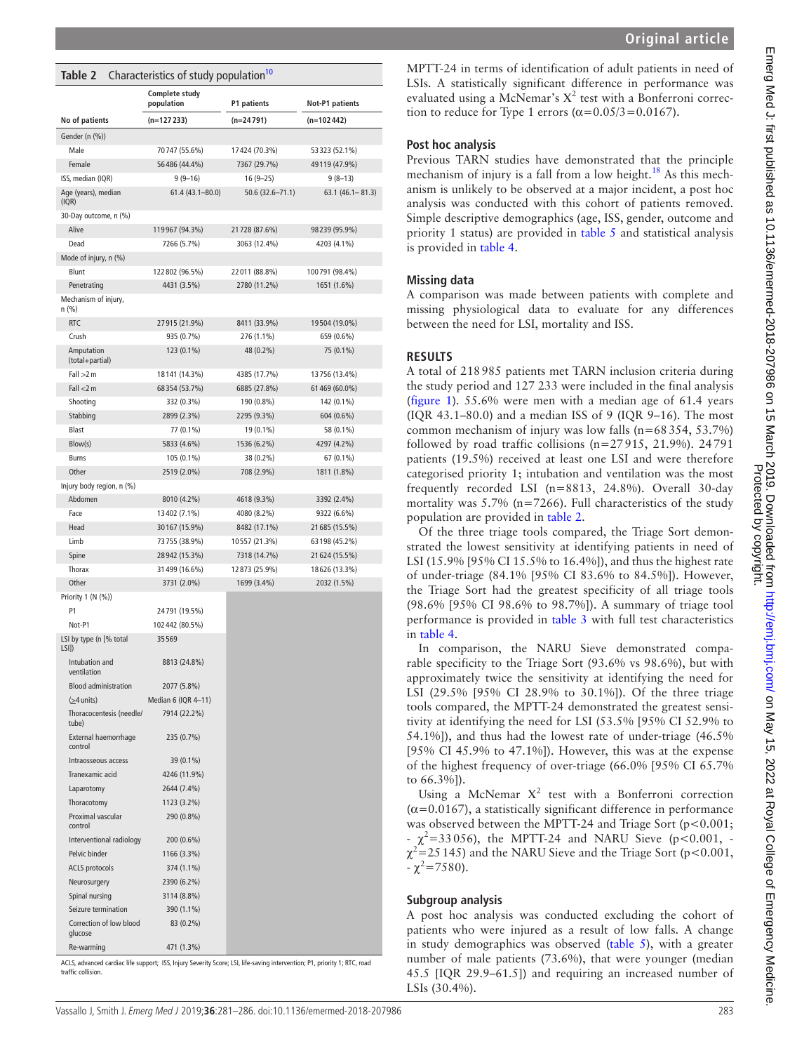**Table 2** Characteristics of study population[10]

| | Complete study population | P1 patients | Not-P1 patients |
|---|---|---|---|
| No of patients | (n=127 233) | (n=24 791) | (n=102 442) |
| Gender (n (%)) | | | |
| Male | 70 747 (55.6%) | 17 424 (70.3%) | 53 323 (52.1%) |
| Female | 56 486 (44.4%) | 7367 (29.7%) | 49 119 (47.9%) |
| ISS, median (IQR) | 9 (9–16) | 16 (9–25) | 9 (8–13) |
| Age (years), median (IQR) | 61.4 (43.1–80.0) | 50.6 (32.6–71.1) | 63.1 (46.1– 81.3) |
| 30-Day outcome, n (%) | | | |
| Alive | 119 967 (94.3%) | 21 728 (87.6%) | 98 239 (95.9%) |
| Dead | 7266 (5.7%) | 3063 (12.4%) | 4203 (4.1%) |
| Mode of injury, n (%) | | | |
| Blunt | 122 802 (96.5%) | 22 011 (88.8%) | 100 791 (98.4%) |
| Penetrating | 4431 (3.5%) | 2780 (11.2%) | 1651 (1.6%) |
| Mechanism of injury, n (%) | | | |
| RTC | 27 915 (21.9%) | 8411 (33.9%) | 19 504 (19.0%) |
| Crush | 935 (0.7%) | 276 (1.1%) | 659 (0.6%) |
| Amputation (total+partial) | 123 (0.1%) | 48 (0.2%) | 75 (0.1%) |
| Fall >2 m | 18 141 (14.3%) | 4385 (17.7%) | 13 756 (13.4%) |
| Fall <2 m | 68 354 (53.7%) | 6885 (27.8%) | 61 469 (60.0%) |
| Shooting | 332 (0.3%) | 190 (0.8%) | 142 (0.1%) |
| Stabbing | 2899 (2.3%) | 2295 (9.3%) | 604 (0.6%) |
| Blast | 77 (0.1%) | 19 (0.1%) | 58 (0.1%) |
| Blow(s) | 5833 (4.6%) | 1536 (6.2%) | 4297 (4.2%) |
| Burns | 105 (0.1%) | 38 (0.2%) | 67 (0.1%) |
| Other | 2519 (2.0%) | 708 (2.9%) | 1811 (1.8%) |
| Injury body region, n (%) | | | |
| Abdomen | 8010 (4.2%) | 4618 (9.3%) | 3392 (2.4%) |
| Face | 13 402 (7.1%) | 4080 (8.2%) | 9322 (6.6%) |
| Head | 30 167 (15.9%) | 8482 (17.1%) | 21 685 (15.5%) |
| Limb | 73 755 (38.9%) | 10 557 (21.3%) | 63 198 (45.2%) |
| Spine | 28 942 (15.3%) | 7318 (14.7%) | 21 624 (15.5%) |
| Thorax | 31 499 (16.6%) | 12 873 (25.9%) | 18 626 (13.3%) |
| Other | 3731 (2.0%) | 1699 (3.4%) | 2032 (1.5%) |
| Priority 1 (N (%)) | | | |
| P1 | 24 791 (19.5%) | | |
| Not-P1 | 102 442 (80.5%) | | |
| LSI by type (n [% total LSI]) | 35 569 | | |
| Intubation and ventilation | 8813 (24.8%) | | |
| Blood administration | 2077 (5.8%) | | |
| (≥4 units) | Median 6 (IQR 4–11) | | |
| Thoracocentesis (needle/tube) | 7914 (22.2%) | | |
| External haemorrhage control | 235 (0.7%) | | |
| Intraosseous access | 39 (0.1%) | | |
| Tranexamic acid | 4246 (11.9%) | | |
| Laparotomy | 2644 (7.4%) | | |
| Thoracotomy | 1123 (3.2%) | | |
| Proximal vascular control | 290 (0.8%) | | |
| Interventional radiology | 200 (0.6%) | | |
| Pelvic binder | 1166 (3.3%) | | |
| ACLS protocols | 374 (1.1%) | | |
| Neurosurgery | 2390 (6.2%) | | |
| Spinal nursing | 3114 (8.8%) | | |
| Seizure termination | 390 (1.1%) | | |
| Correction of low blood glucose | 83 (0.2%) | | |
| Re-warming | 471 (1.3%) | | |

ACLS, advanced cardiac life support; ISS, Injury Severity Score; LSI, life-saving intervention; P1, priority 1; RTC, road traffic collision.

MPTT-24 in terms of identification of adult patients in need of LSIs. A statistically significant difference in performance was evaluated using a McNemar's $X^2$ test with a Bonferroni correction to reduce for Type 1 errors ($\alpha=0.05/3=0.0167$).

### Post hoc analysis

Previous TARN studies have demonstrated that the principle mechanism of injury is a fall from a low height.[18] As this mechanism is unlikely to be observed at a major incident, a post hoc analysis was conducted with this cohort of patients removed. Simple descriptive demographics (age, ISS, gender, outcome and priority 1 status) are provided in table 5 and statistical analysis is provided in table 4.

### Missing data

A comparison was made between patients with complete and missing physiological data to evaluate for any differences between the need for LSI, mortality and ISS.

## RESULTS

A total of 218 985 patients met TARN inclusion criteria during the study period and 127 233 were included in the final analysis (figure 1). 55.6% were men with a median age of 61.4 years (IQR 43.1–80.0) and a median ISS of 9 (IQR 9–16). The most common mechanism of injury was low falls (n=68 354, 53.7%) followed by road traffic collisions (n=27 915, 21.9%). 24 791 patients (19.5%) received at least one LSI and were therefore categorised priority 1; intubation and ventilation was the most frequently recorded LSI (n=8813, 24.8%). Overall 30-day mortality was 5.7% (n=7266). Full characteristics of the study population are provided in table 2.

Of the three triage tools compared, the Triage Sort demonstrated the lowest sensitivity at identifying patients in need of LSI (15.9% [95% CI 15.5% to 16.4%]), and thus the highest rate of under-triage (84.1% [95% CI 83.6% to 84.5%]). However, the Triage Sort had the greatest specificity of all triage tools (98.6% [95% CI 98.6% to 98.7%]). A summary of triage tool performance is provided in table 3 with full test characteristics in table 4.

In comparison, the NARU Sieve demonstrated comparable specificity to the Triage Sort (93.6% vs 98.6%), but with approximately twice the sensitivity at identifying the need for LSI (29.5% [95% CI 28.9% to 30.1%]). Of the three triage tools compared, the MPTT-24 demonstrated the greatest sensitivity at identifying the need for LSI (53.5% [95% CI 52.9% to 54.1%]), and thus had the lowest rate of under-triage (46.5% [95% CI 45.9% to 47.1%]). However, this was at the expense of the highest frequency of over-triage (66.0% [95% CI 65.7% to 66.3%]).

Using a McNemar $X^2$ test with a Bonferroni correction ($\alpha=0.0167$), a statistically significant difference in performance was observed between the MPTT-24 and Triage Sort ($p<0.001$; - $\chi^2=33\,056$), the MPTT-24 and NARU Sieve ($p<0.001$, - $\chi^2=25\,145$) and the NARU Sieve and the Triage Sort ($p<0.001$, - $\chi^2=7580$).

### Subgroup analysis

A post hoc analysis was conducted excluding the cohort of patients who were injured as a result of low falls. A change in study demographics was observed (table 5), with a greater number of male patients (73.6%), that were younger (median 45.5 [IQR 29.9–61.5]) and requiring an increased number of LSIs (30.4%).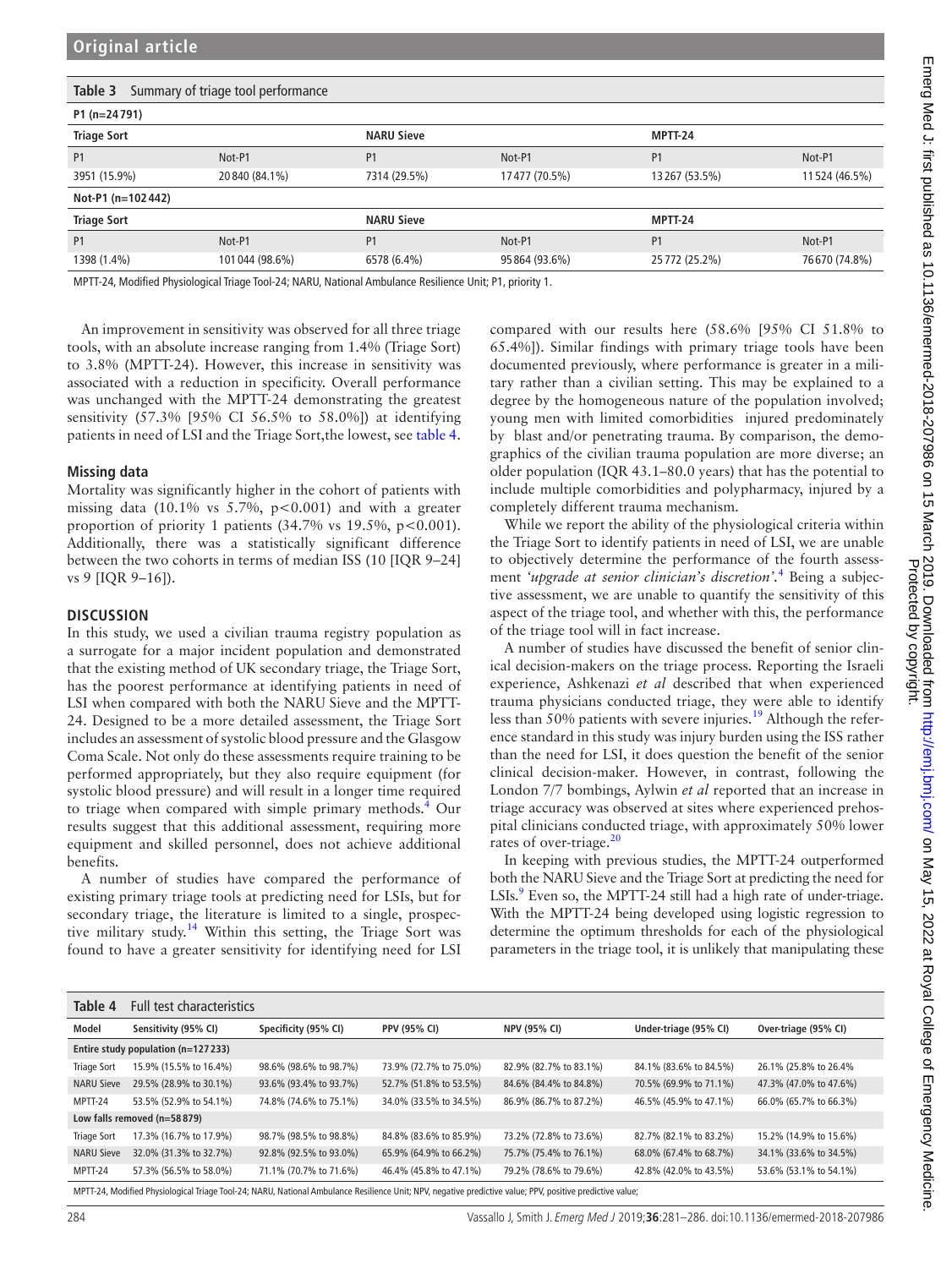**Table 3** Summary of triage tool performance

| P1 (n=24791) | | | | | |
|---|---|---|---|---|---|
| **Triage Sort** | | **NARU Sieve** | | **MPTT-24** | |
| P1 | Not-P1 | P1 | Not-P1 | P1 | Not-P1 |
| 3951 (15.9%) | 20840 (84.1%) | 7314 (29.5%) | 17477 (70.5%) | 13267 (53.5%) | 11524 (46.5%) |
| **Not-P1 (n=102442)** | | | | | |
| **Triage Sort** | | **NARU Sieve** | | **MPTT-24** | |
| P1 | Not-P1 | P1 | Not-P1 | P1 | Not-P1 |
| 1398 (1.4%) | 101044 (98.6%) | 6578 (6.4%) | 95864 (93.6%) | 25772 (25.2%) | 76670 (74.8%) |

MPTT-24, Modified Physiological Triage Tool-24; NARU, National Ambulance Resilience Unit; P1, priority 1.

An improvement in sensitivity was observed for all three triage tools, with an absolute increase ranging from 1.4% (Triage Sort) to 3.8% (MPTT-24). However, this increase in sensitivity was associated with a reduction in specificity. Overall performance was unchanged with the MPTT-24 demonstrating the greatest sensitivity (57.3% [95% CI 56.5% to 58.0%]) at identifying patients in need of LSI and the Triage Sort,the lowest, see table 4.

### Missing data

Mortality was significantly higher in the cohort of patients with missing data (10.1% vs 5.7%, $p<0.001$) and with a greater proportion of priority 1 patients (34.7% vs 19.5%, $p<0.001$). Additionally, there was a statistically significant difference between the two cohorts in terms of median ISS (10 [IQR 9–24] vs 9 [IQR 9–16]).

## DISCUSSION

In this study, we used a civilian trauma registry population as a surrogate for a major incident population and demonstrated that the existing method of UK secondary triage, the Triage Sort, has the poorest performance at identifying patients in need of LSI when compared with both the NARU Sieve and the MPTT-24. Designed to be a more detailed assessment, the Triage Sort includes an assessment of systolic blood pressure and the Glasgow Coma Scale. Not only do these assessments require training to be performed appropriately, but they also require equipment (for systolic blood pressure) and will result in a longer time required to triage when compared with simple primary methods.[4] Our results suggest that this additional assessment, requiring more equipment and skilled personnel, does not achieve additional benefits.

A number of studies have compared the performance of existing primary triage tools at predicting need for LSIs, but for secondary triage, the literature is limited to a single, prospective military study.[14] Within this setting, the Triage Sort was found to have a greater sensitivity for identifying need for LSI compared with our results here (58.6% [95% CI 51.8% to 65.4%]). Similar findings with primary triage tools have been documented previously, where performance is greater in a military rather than a civilian setting. This may be explained to a degree by the homogeneous nature of the population involved; young men with limited comorbidities injured predominately by blast and/or penetrating trauma. By comparison, the demographics of the civilian trauma population are more diverse; an older population (IQR 43.1–80.0 years) that has the potential to include multiple comorbidities and polypharmacy, injured by a completely different trauma mechanism.

While we report the ability of the physiological criteria within the Triage Sort to identify patients in need of LSI, we are unable to objectively determine the performance of the fourth assessment *'upgrade at senior clinician's discretion'*.[4] Being a subjective assessment, we are unable to quantify the sensitivity of this aspect of the triage tool, and whether with this, the performance of the triage tool will in fact increase.

A number of studies have discussed the benefit of senior clinical decision-makers on the triage process. Reporting the Israeli experience, Ashkenazi *et al* described that when experienced trauma physicians conducted triage, they were able to identify less than 50% patients with severe injuries.[19] Although the reference standard in this study was injury burden using the ISS rather than the need for LSI, it does question the benefit of the senior clinical decision-maker. However, in contrast, following the London 7/7 bombings, Aylwin *et al* reported that an increase in triage accuracy was observed at sites where experienced prehospital clinicians conducted triage, with approximately 50% lower rates of over-triage.[20]

In keeping with previous studies, the MPTT-24 outperformed both the NARU Sieve and the Triage Sort at predicting the need for LSIs.[9] Even so, the MPTT-24 still had a high rate of under-triage. With the MPTT-24 being developed using logistic regression to determine the optimum thresholds for each of the physiological parameters in the triage tool, it is unlikely that manipulating these

**Table 4** Full test characteristics

| Model | Sensitivity (95% CI) | Specificity (95% CI) | PPV (95% CI) | NPV (95% CI) | Under-triage (95% CI) | Over-triage (95% CI) |
|---|---|---|---|---|---|---|
| **Entire study population (n=127233)** | | | | | | |
| Triage Sort | 15.9% (15.5% to 16.4%) | 98.6% (98.6% to 98.7%) | 73.9% (72.7% to 75.0%) | 82.9% (82.7% to 83.1%) | 84.1% (83.6% to 84.5%) | 26.1% (25.8% to 26.4% |
| NARU Sieve | 29.5% (28.9% to 30.1%) | 93.6% (93.4% to 93.7%) | 52.7% (51.8% to 53.5%) | 84.6% (84.4% to 84.8%) | 70.5% (69.9% to 71.1%) | 47.3% (47.0% to 47.6%) |
| MPTT-24 | 53.5% (52.9% to 54.1%) | 74.8% (74.6% to 75.1%) | 34.0% (33.5% to 34.5%) | 86.9% (86.7% to 87.2%) | 46.5% (45.9% to 47.1%) | 66.0% (65.7% to 66.3%) |
| **Low falls removed (n=58879)** | | | | | | |
| Triage Sort | 17.3% (16.7% to 17.9%) | 98.7% (98.5% to 98.8%) | 84.8% (83.6% to 85.9%) | 73.2% (72.8% to 73.6%) | 82.7% (82.1% to 83.2%) | 15.2% (14.9% to 15.6%) |
| NARU Sieve | 32.0% (31.3% to 32.7%) | 92.8% (92.5% to 93.0%) | 65.9% (64.9% to 66.2%) | 75.7% (75.4% to 76.1%) | 68.0% (67.4% to 68.7%) | 34.1% (33.6% to 34.5%) |
| MPTT-24 | 57.3% (56.5% to 58.0%) | 71.1% (70.7% to 71.6%) | 46.4% (45.8% to 47.1%) | 79.2% (78.6% to 79.6%) | 42.8% (42.0% to 43.5%) | 53.6% (53.1% to 54.1%) |

MPTT-24, Modified Physiological Triage Tool-24; NARU, National Ambulance Resilience Unit; NPV, negative predictive value; PPV, positive predictive value;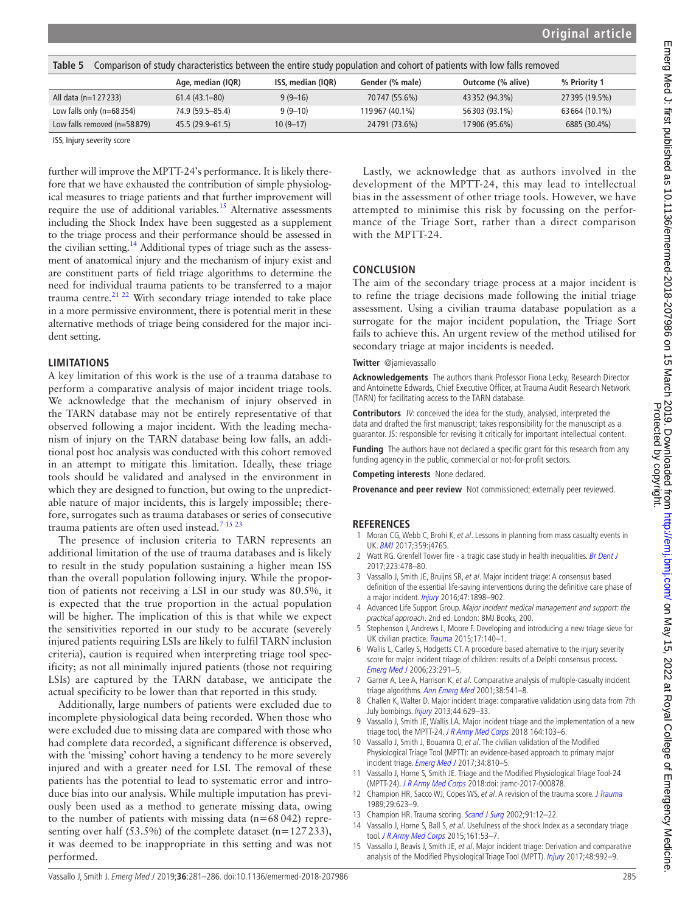**Table 5** Comparison of study characteristics between the entire study population and cohort of patients with low falls removed

| | Age, median (IQR) | ISS, median (IQR) | Gender (% male) | Outcome (% alive) | % Priority 1 |
|---|---|---|---|---|---|
| All data (n=127 233) | 61.4 (43.1–80) | 9 (9–16) | 70 747 (55.6%) | 43 352 (94.3%) | 27 395 (19.5%) |
| Low falls only (n=68 354) | 74.9 (59.5–85.4) | 9 (9–10) | 119 967 (40.1%) | 56 303 (93.1%) | 63 664 (10.1%) |
| Low falls removed (n=58 879) | 45.5 (29.9–61.5) | 10 (9–17) | 24 791 (73.6%) | 17 906 (95.6%) | 6885 (30.4%) |

ISS, Injury severity score

further will improve the MPTT-24's performance. It is likely therefore that we have exhausted the contribution of simple physiological measures to triage patients and that further improvement will require the use of additional variables.[15] Alternative assessments including the Shock Index have been suggested as a supplement to the triage process and their performance should be assessed in the civilian setting.[14] Additional types of triage such as the assessment of anatomical injury and the mechanism of injury exist and are constituent parts of field triage algorithms to determine the need for individual trauma patients to be transferred to a major trauma centre.[21 22] With secondary triage intended to take place in a more permissive environment, there is potential merit in these alternative methods of triage being considered for the major incident setting.

## LIMITATIONS

A key limitation of this work is the use of a trauma database to perform a comparative analysis of major incident triage tools. We acknowledge that the mechanism of injury observed in the TARN database may not be entirely representative of that observed following a major incident. With the leading mechanism of injury on the TARN database being low falls, an additional post hoc analysis was conducted with this cohort removed in an attempt to mitigate this limitation. Ideally, these triage tools should be validated and analysed in the environment in which they are designed to function, but owing to the unpredictable nature of major incidents, this is largely impossible; therefore, surrogates such as trauma databases or series of consecutive trauma patients are often used instead.[7 15 23]

The presence of inclusion criteria to TARN represents an additional limitation of the use of trauma databases and is likely to result in the study population sustaining a higher mean ISS than the overall population following injury. While the proportion of patients not receiving a LSI in our study was 80.5%, it is expected that the true proportion in the actual population will be higher. The implication of this is that while we expect the sensitivities reported in our study to be accurate (severely injured patients requiring LSIs are likely to fulfil TARN inclusion criteria), caution is required when interpreting triage tool specificity; as not all minimally injured patients (those not requiring LSIs) are captured by the TARN database, we anticipate the actual specificity to be lower than that reported in this study.

Additionally, large numbers of patients were excluded due to incomplete physiological data being recorded. When those who were excluded due to missing data are compared with those who had complete data recorded, a significant difference is observed, with the 'missing' cohort having a tendency to be more severely injured and with a greater need for LSI. The removal of these patients has the potential to lead to systematic error and introduce bias into our analysis. While multiple imputation has previously been used as a method to generate missing data, owing to the number of patients with missing data (n=68 042) representing over half (53.5%) of the complete dataset (n=127 233), it was deemed to be inappropriate in this setting and was not performed.

Lastly, we acknowledge that as authors involved in the development of the MPTT-24, this may lead to intellectual bias in the assessment of other triage tools. However, we have attempted to minimise this risk by focussing on the performance of the Triage Sort, rather than a direct comparison with the MPTT-24.

## CONCLUSION

The aim of the secondary triage process at a major incident is to refine the triage decisions made following the initial triage assessment. Using a civilian trauma database population as a surrogate for the major incident population, the Triage Sort fails to achieve this. An urgent review of the method utilised for secondary triage at major incidents is needed.

**Twitter** @jamievassallo

**Acknowledgements** The authors thank Professor Fiona Lecky, Research Director and Antoinette Edwards, Chief Executive Officer, at Trauma Audit Research Network (TARN) for facilitating access to the TARN database.

**Contributors** JV: conceived the idea for the study, analysed, interpreted the data and drafted the first manuscript; takes responsibility for the manuscript as a guarantor. JS: responsible for revising it critically for important intellectual content.

**Funding** The authors have not declared a specific grant for this research from any funding agency in the public, commercial or not-for-profit sectors.

**Competing interests** None declared.

**Provenance and peer review** Not commissioned; externally peer reviewed.

## REFERENCES

1. Moran CG, Webb C, Brohi K, *et al*. Lessons in planning from mass casualty events in UK. *BMJ* 2017;359:j4765.
2. Watt RG. Grenfell Tower fire - a tragic case study in health inequalities. *Br Dent J* 2017;223:478–80.
3. Vassallo J, Smith JE, Bruijns SR, *et al*. Major incident triage: A consensus based definition of the essential life-saving interventions during the definitive care phase of a major incident. *Injury* 2016;47:1898–902.
4. Advanced Life Support Group. *Major incident medical management and support: the practical approach*. 2nd ed. London: BMJ Books, 200.
5. Stephenson J, Andrews L, Moore F. Developing and introducing a new triage sieve for UK civilian practice. *Trauma* 2015;17:140–1.
6. Wallis L, Carley S, Hodgetts CT. A procedure based alternative to the injury severity score for major incident triage of children: results of a Delphi consensus process. *Emerg Med J* 2006;23:291–5.
7. Garner A, Lee A, Harrison K, *et al*. Comparative analysis of multiple-casualty incident triage algorithms. *Ann Emerg Med* 2001;38:541–8.
8. Challen K, Walter D. Major incident triage: comparative validation using data from 7th July bombings. *Injury* 2013;44:629–33.
9. Vassallo J, Smith JE, Wallis LA. Major incident triage and the implementation of a new triage tool, the MPTT-24. *J R Army Med Corps* 2018 164:103–6.
10. Vassallo J, Smith J, Bouamra O, *et al*. The civilian validation of the Modified Physiological Triage Tool (MPTT): an evidence-based approach to primary major incident triage. *Emerg Med J* 2017;34:810–5.
11. Vassallo J, Horne S, Smith JE. Triage and the Modified Physiological Triage Tool-24 (MPTT-24). *J R Army Med Corps* 2018:doi: jramc-2017-000878.
12. Champion HR, Sacco WJ, Copes WS, *et al*. A revision of the trauma score. *J Trauma* 1989;29:623–9.
13. Champion HR. Trauma scoring. *Scand J Surg* 2002;91:12–22.
14. Vassallo J, Horne S, Ball S, *et al*. Usefulness of the shock Index as a secondary triage tool. *J R Army Med Corps* 2015;161:53–7.
15. Vassallo J, Beavis J, Smith JE, *et al*. Major incident triage: Derivation and comparative analysis of the Modified Physiological Triage Tool (MPTT). *Injury* 2017;48:992–9.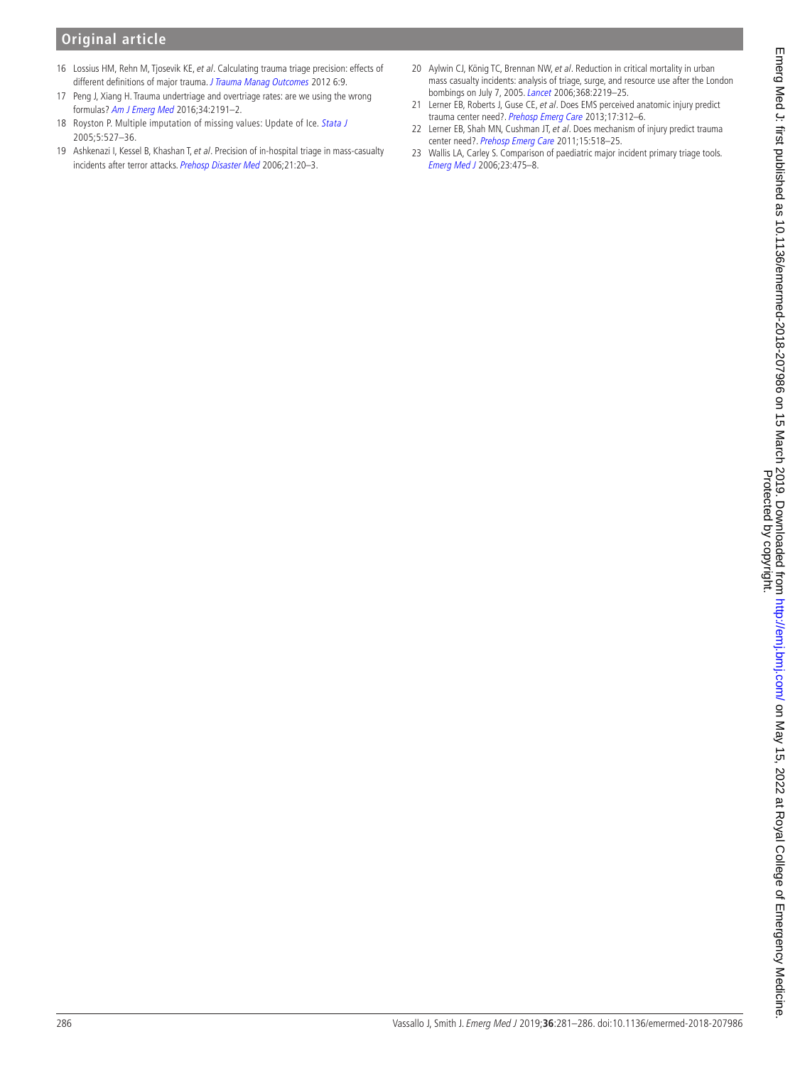16 Lossius HM, Rehn M, Tjosevik KE, *et al*. Calculating trauma triage precision: effects of different definitions of major trauma. *J Trauma Manag Outcomes* 2012 6:9.

17 Peng J, Xiang H. Trauma undertriage and overtriage rates: are we using the wrong formulas? *Am J Emerg Med* 2016;34:2191–2.

18 Royston P. Multiple imputation of missing values: Update of Ice. *Stata J* 2005;5:527–36.

19 Ashkenazi I, Kessel B, Khashan T, *et al*. Precision of in-hospital triage in mass-casualty incidents after terror attacks. *Prehosp Disaster Med* 2006;21:20–3.

20 Aylwin CJ, König TC, Brennan NW, *et al*. Reduction in critical mortality in urban mass casualty incidents: analysis of triage, surge, and resource use after the London bombings on July 7, 2005. *Lancet* 2006;368:2219–25.

21 Lerner EB, Roberts J, Guse CE, *et al*. Does EMS perceived anatomic injury predict trauma center need?. *Prehosp Emerg Care* 2013;17:312–6.

22 Lerner EB, Shah MN, Cushman JT, *et al*. Does mechanism of injury predict trauma center need?. *Prehosp Emerg Care* 2011;15:518–25.

23 Wallis LA, Carley S. Comparison of paediatric major incident primary triage tools. *Emerg Med J* 2006;23:475–8.